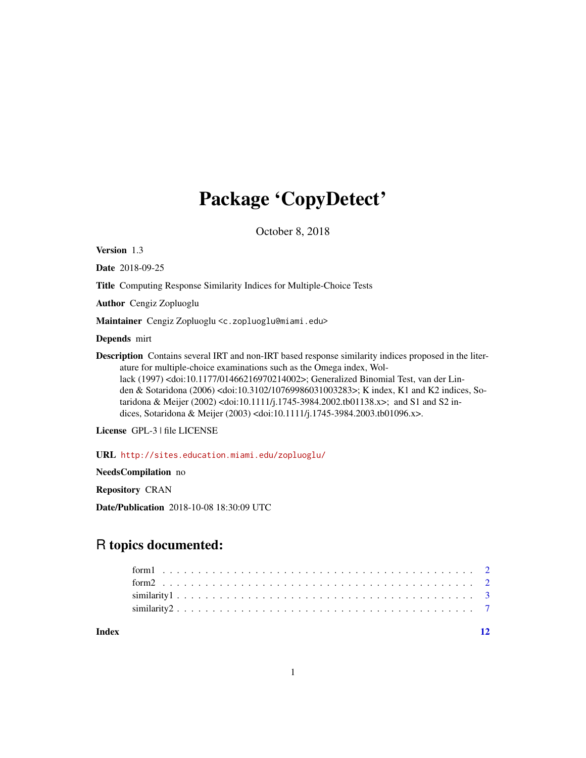# Package 'CopyDetect'

October 8, 2018

**Version** 1.3

**Date** 2018-09-25

**Title** Computing Response Similarity Indices for Multiple-Choice Tests

**Author** Cengiz Zopluoglu

**Maintainer** Cengiz Zopluoglu <c.zopluoglu@miami.edu>

**Depends** mirt

**Description** Contains several IRT and non-IRT based response similarity indices proposed in the literature for multiple-choice examinations such as the Omega index, Wollack (1997) <doi:10.1177/01466216970214002>; Generalized Binomial Test, van der Linden & Sotaridona (2006) <doi:10.3102/10769986031003283>; K index, K1 and K2 indices, Sotaridona & Meijer (2002) <doi:10.1111/j.1745-3984.2002.tb01138.x>; and S1 and S2 indices, Sotaridona & Meijer (2003) <doi:10.1111/j.1745-3984.2003.tb01096.x>.

**License** GPL-3 | file LICENSE

**URL** http://sites.education.miami.edu/zopluoglu/

**NeedsCompilation** no

**Repository** CRAN

**Date/Publication** 2018-10-08 18:30:09 UTC

## R topics documented:

form1 . . . . . . . . . . . . . . . . . . . . . . . . . . . . . . . . . . . . . . . . . . 2
form2 . . . . . . . . . . . . . . . . . . . . . . . . . . . . . . . . . . . . . . . . . . 2
similarity1 . . . . . . . . . . . . . . . . . . . . . . . . . . . . . . . . . . . . . . . . 3
similarity2 . . . . . . . . . . . . . . . . . . . . . . . . . . . . . . . . . . . . . . . . 7

**Index** **12**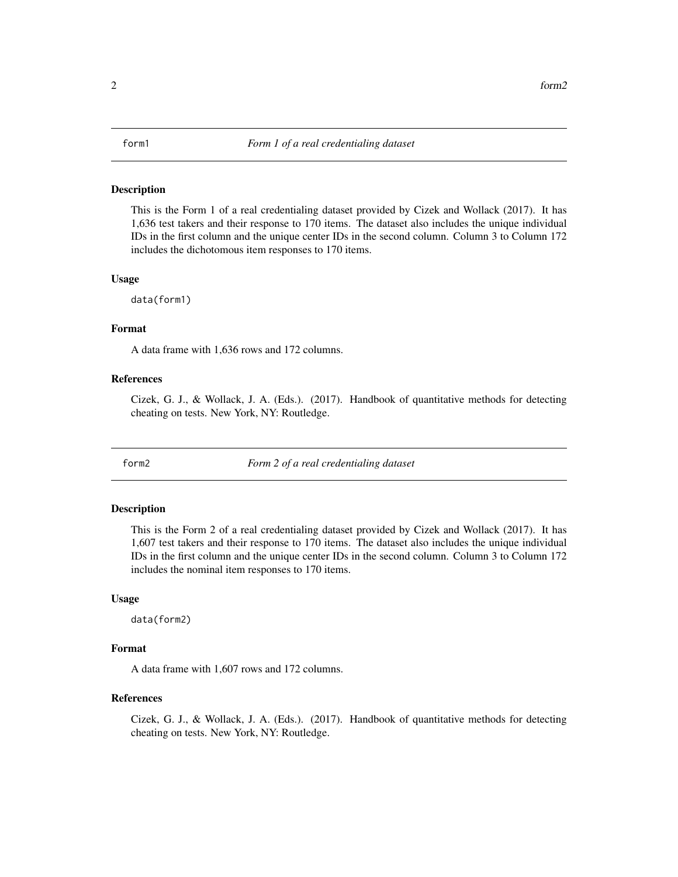## form1 — *Form 1 of a real credentialing dataset*

### Description

This is the Form 1 of a real credentialing dataset provided by Cizek and Wollack (2017). It has 1,636 test takers and their response to 170 items. The dataset also includes the unique individual IDs in the first column and the unique center IDs in the second column. Column 3 to Column 172 includes the dichotomous item responses to 170 items.

### Usage

```
data(form1)
```

### Format

A data frame with 1,636 rows and 172 columns.

### References

Cizek, G. J., & Wollack, J. A. (Eds.). (2017). Handbook of quantitative methods for detecting cheating on tests. New York, NY: Routledge.

## form2 — *Form 2 of a real credentialing dataset*

### Description

This is the Form 2 of a real credentialing dataset provided by Cizek and Wollack (2017). It has 1,607 test takers and their response to 170 items. The dataset also includes the unique individual IDs in the first column and the unique center IDs in the second column. Column 3 to Column 172 includes the nominal item responses to 170 items.

### Usage

```
data(form2)
```

### Format

A data frame with 1,607 rows and 172 columns.

### References

Cizek, G. J., & Wollack, J. A. (Eds.). (2017). Handbook of quantitative methods for detecting cheating on tests. New York, NY: Routledge.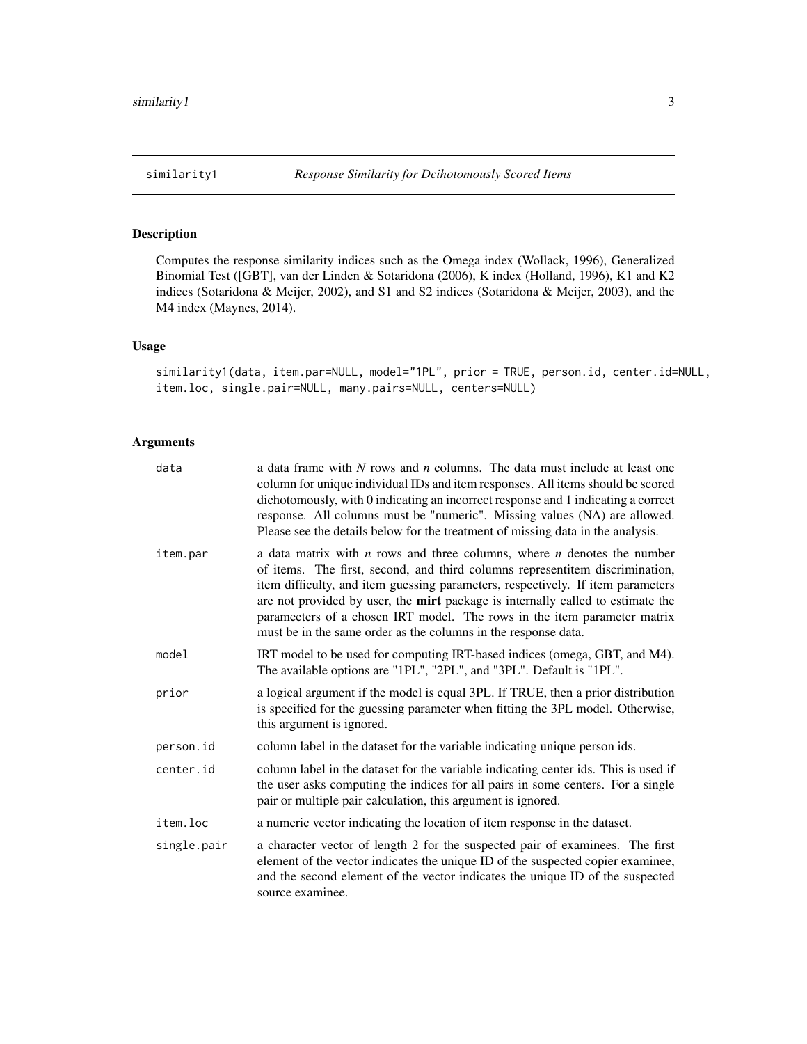# similarity1 — *Response Similarity for Dcihotomously Scored Items*

## Description

Computes the response similarity indices such as the Omega index (Wollack, 1996), Generalized Binomial Test ([GBT], van der Linden & Sotaridona (2006), K index (Holland, 1996), K1 and K2 indices (Sotaridona & Meijer, 2002), and S1 and S2 indices (Sotaridona & Meijer, 2003), and the M4 index (Maynes, 2014).

## Usage

```
similarity1(data, item.par=NULL, model="1PL", prior = TRUE, person.id, center.id=NULL,
item.loc, single.pair=NULL, many.pairs=NULL, centers=NULL)
```

## Arguments

| | |
|---|---|
| `data` | a data frame with *N* rows and *n* columns. The data must include at least one column for unique individual IDs and item responses. All items should be scored dichotomously, with 0 indicating an incorrect response and 1 indicating a correct response. All columns must be "numeric". Missing values (NA) are allowed. Please see the details below for the treatment of missing data in the analysis. |
| `item.par` | a data matrix with *n* rows and three columns, where *n* denotes the number of items. The first, second, and third columns representitem discrimination, item difficulty, and item guessing parameters, respectively. If item parameters are not provided by user, the **mirt** package is internally called to estimate the parameeters of a chosen IRT model. The rows in the item parameter matrix must be in the same order as the columns in the response data. |
| `model` | IRT model to be used for computing IRT-based indices (omega, GBT, and M4). The available options are "1PL", "2PL", and "3PL". Default is "1PL". |
| `prior` | a logical argument if the model is equal 3PL. If TRUE, then a prior distribution is specified for the guessing parameter when fitting the 3PL model. Otherwise, this argument is ignored. |
| `person.id` | column label in the dataset for the variable indicating unique person ids. |
| `center.id` | column label in the dataset for the variable indicating center ids. This is used if the user asks computing the indices for all pairs in some centers. For a single pair or multiple pair calculation, this argument is ignored. |
| `item.loc` | a numeric vector indicating the location of item response in the dataset. |
| `single.pair` | a character vector of length 2 for the suspected pair of examinees. The first element of the vector indicates the unique ID of the suspected copier examinee, and the second element of the vector indicates the unique ID of the suspected source examinee. |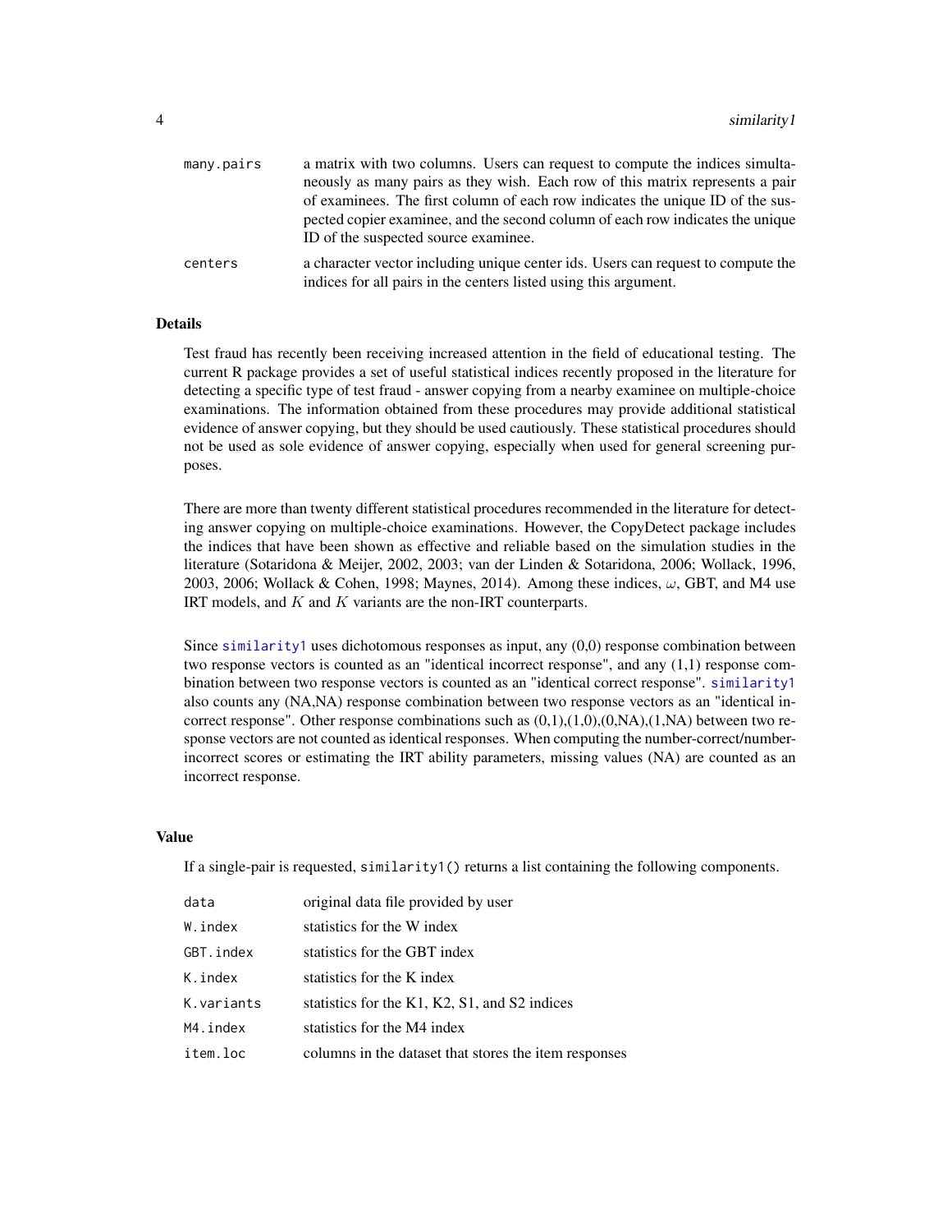| | |
|---|---|
| `many.pairs` | a matrix with two columns. Users can request to compute the indices simultaneously as many pairs as they wish. Each row of this matrix represents a pair of examinees. The first column of each row indicates the unique ID of the suspected copier examinee, and the second column of each row indicates the unique ID of the suspected source examinee. |
| `centers` | a character vector including unique center ids. Users can request to compute the indices for all pairs in the centers listed using this argument. |

## Details

Test fraud has recently been receiving increased attention in the field of educational testing. The current R package provides a set of useful statistical indices recently proposed in the literature for detecting a specific type of test fraud - answer copying from a nearby examinee on multiple-choice examinations. The information obtained from these procedures may provide additional statistical evidence of answer copying, but they should be used cautiously. These statistical procedures should not be used as sole evidence of answer copying, especially when used for general screening purposes.

There are more than twenty different statistical procedures recommended in the literature for detecting answer copying on multiple-choice examinations. However, the CopyDetect package includes the indices that have been shown as effective and reliable based on the simulation studies in the literature (Sotaridona & Meijer, 2002, 2003; van der Linden & Sotaridona, 2006; Wollack, 1996, 2003, 2006; Wollack & Cohen, 1998; Maynes, 2014). Among these indices, $\omega$, GBT, and M4 use IRT models, and $K$ and $K$ variants are the non-IRT counterparts.

Since `similarity1` uses dichotomous responses as input, any (0,0) response combination between two response vectors is counted as an "identical incorrect response", and any (1,1) response combination between two response vectors is counted as an "identical correct response". `similarity1` also counts any (NA,NA) response combination between two response vectors as an "identical incorrect response". Other response combinations such as (0,1),(1,0),(0,NA),(1,NA) between two response vectors are not counted as identical responses. When computing the number-correct/number-incorrect scores or estimating the IRT ability parameters, missing values (NA) are counted as an incorrect response.

## Value

If a single-pair is requested, `similarity1()` returns a list containing the following components.

| | |
|---|---|
| `data` | original data file provided by user |
| `W.index` | statistics for the W index |
| `GBT.index` | statistics for the GBT index |
| `K.index` | statistics for the K index |
| `K.variants` | statistics for the K1, K2, S1, and S2 indices |
| `M4.index` | statistics for the M4 index |
| `item.loc` | columns in the dataset that stores the item responses |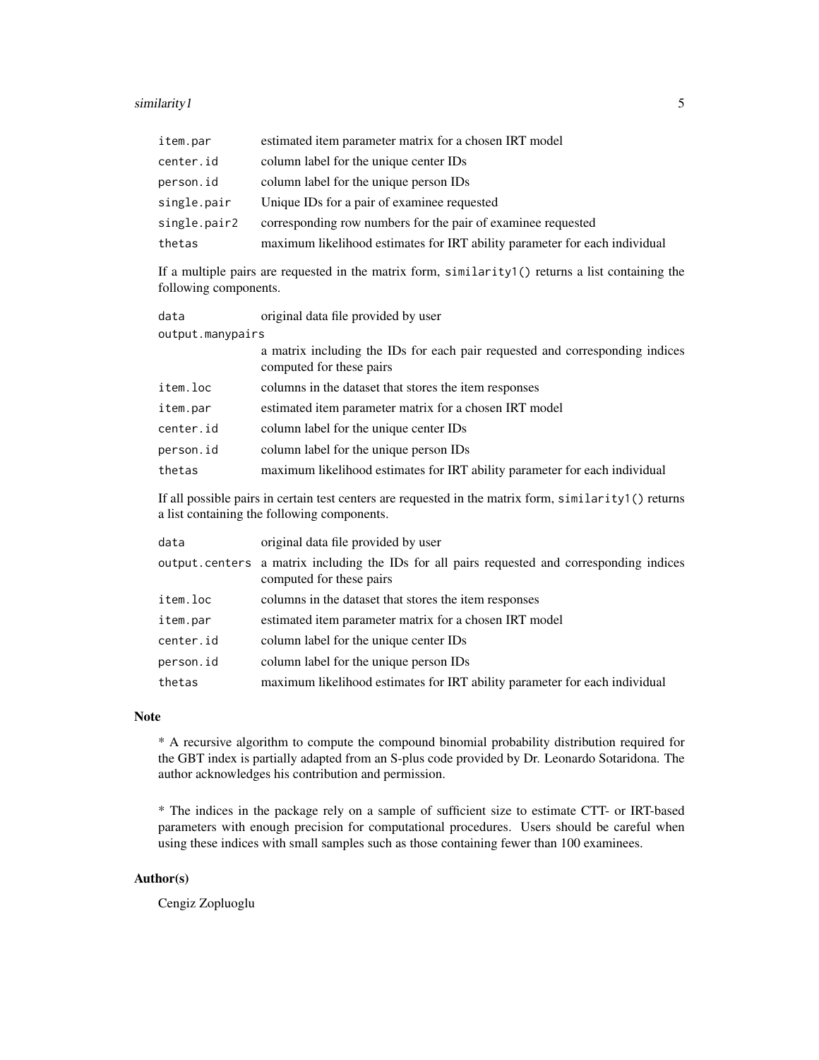| | |
|---|---|
| item.par | estimated item parameter matrix for a chosen IRT model |
| center.id | column label for the unique center IDs |
| person.id | column label for the unique person IDs |
| single.pair | Unique IDs for a pair of examinee requested |
| single.pair2 | corresponding row numbers for the pair of examinee requested |
| thetas | maximum likelihood estimates for IRT ability parameter for each individual |

If a multiple pairs are requested in the matrix form, `similarity1()` returns a list containing the following components.

| | |
|---|---|
| data | original data file provided by user |
| output.manypairs | a matrix including the IDs for each pair requested and corresponding indices computed for these pairs |
| item.loc | columns in the dataset that stores the item responses |
| item.par | estimated item parameter matrix for a chosen IRT model |
| center.id | column label for the unique center IDs |
| person.id | column label for the unique person IDs |
| thetas | maximum likelihood estimates for IRT ability parameter for each individual |

If all possible pairs in certain test centers are requested in the matrix form, `similarity1()` returns a list containing the following components.

| | |
|---|---|
| data | original data file provided by user |
| output.centers | a matrix including the IDs for all pairs requested and corresponding indices computed for these pairs |
| item.loc | columns in the dataset that stores the item responses |
| item.par | estimated item parameter matrix for a chosen IRT model |
| center.id | column label for the unique center IDs |
| person.id | column label for the unique person IDs |
| thetas | maximum likelihood estimates for IRT ability parameter for each individual |

### Note

* A recursive algorithm to compute the compound binomial probability distribution required for the GBT index is partially adapted from an S-plus code provided by Dr. Leonardo Sotaridona. The author acknowledges his contribution and permission.

* The indices in the package rely on a sample of sufficient size to estimate CTT- or IRT-based parameters with enough precision for computational procedures. Users should be careful when using these indices with small samples such as those containing fewer than 100 examinees.

### Author(s)

Cengiz Zopluoglu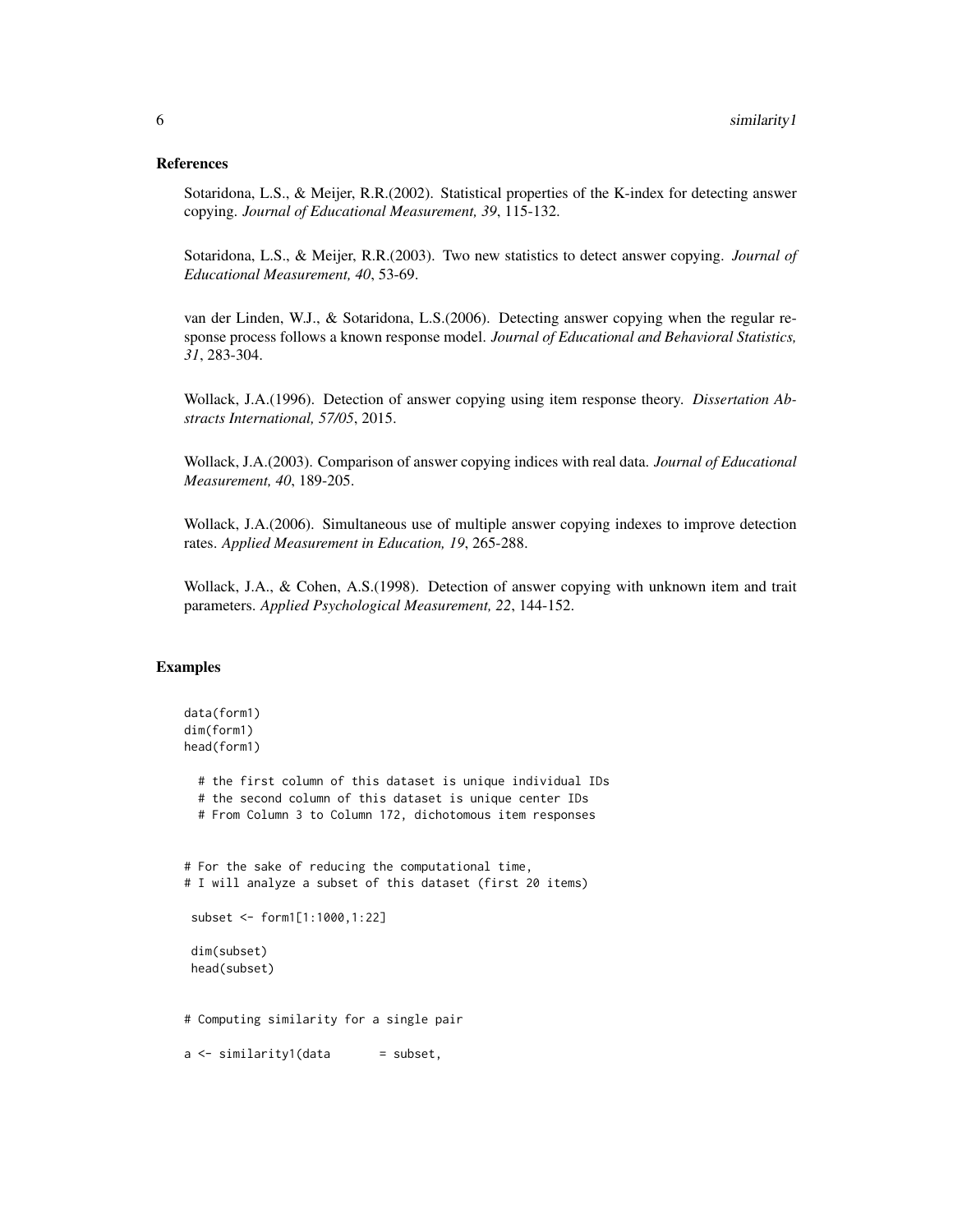## References

Sotaridona, L.S., & Meijer, R.R.(2002). Statistical properties of the K-index for detecting answer copying. *Journal of Educational Measurement, 39*, 115-132.

Sotaridona, L.S., & Meijer, R.R.(2003). Two new statistics to detect answer copying. *Journal of Educational Measurement, 40*, 53-69.

van der Linden, W.J., & Sotaridona, L.S.(2006). Detecting answer copying when the regular response process follows a known response model. *Journal of Educational and Behavioral Statistics, 31*, 283-304.

Wollack, J.A.(1996). Detection of answer copying using item response theory. *Dissertation Abstracts International, 57/05*, 2015.

Wollack, J.A.(2003). Comparison of answer copying indices with real data. *Journal of Educational Measurement, 40*, 189-205.

Wollack, J.A.(2006). Simultaneous use of multiple answer copying indexes to improve detection rates. *Applied Measurement in Education, 19*, 265-288.

Wollack, J.A., & Cohen, A.S.(1998). Detection of answer copying with unknown item and trait parameters. *Applied Psychological Measurement, 22*, 144-152.

## Examples

```
data(form1)
dim(form1)
head(form1)

  # the first column of this dataset is unique individual IDs
  # the second column of this dataset is unique center IDs
  # From Column 3 to Column 172, dichotomous item responses


# For the sake of reducing the computational time,
# I will analyze a subset of this dataset (first 20 items)

 subset <- form1[1:1000,1:22]

 dim(subset)
 head(subset)


# Computing similarity for a single pair

a <- similarity1(data       = subset,
```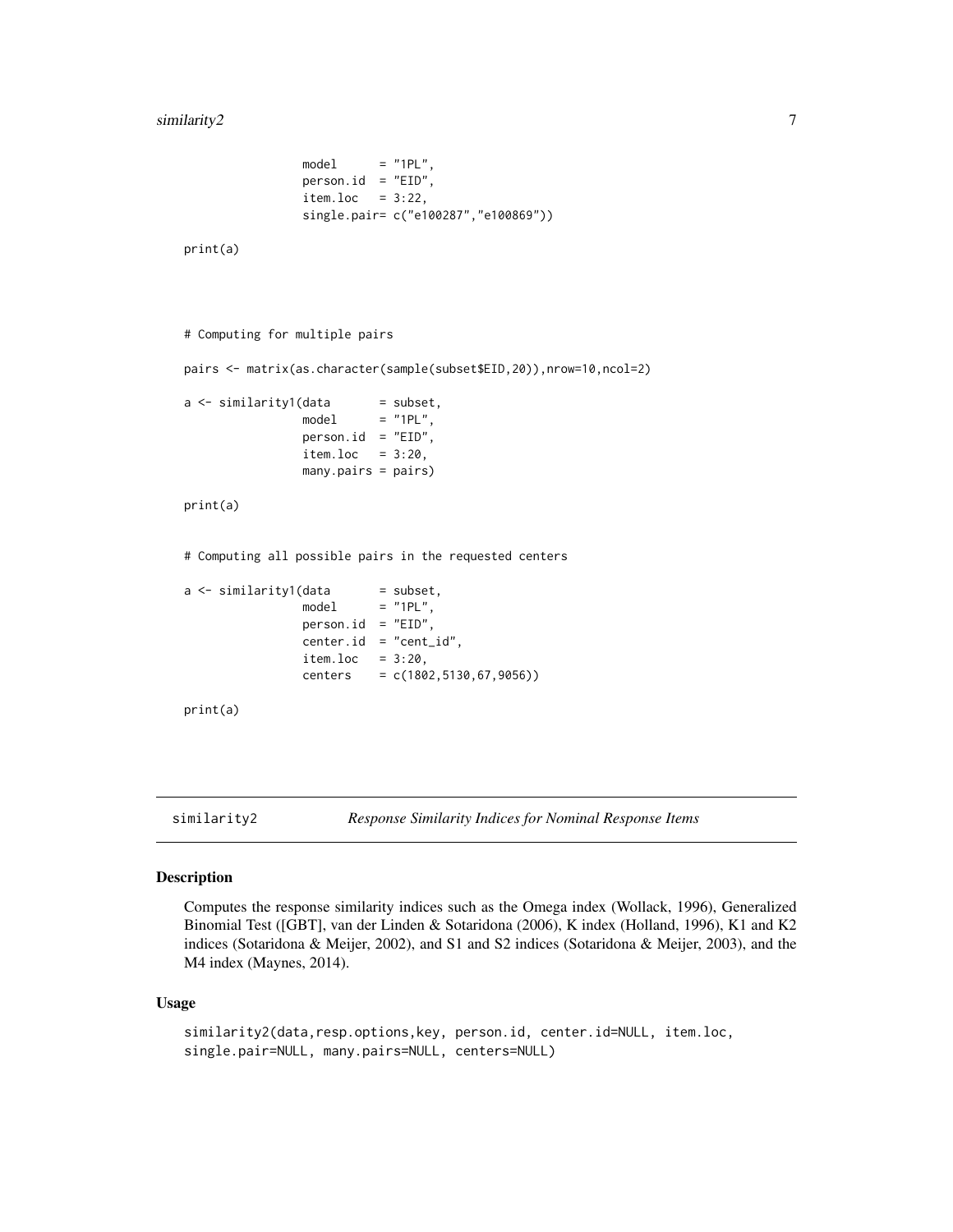```
                 model      = "1PL",
                 person.id  = "EID",
                 item.loc   = 3:22,
                 single.pair= c("e100287","e100869"))

print(a)



# Computing for multiple pairs

pairs <- matrix(as.character(sample(subset$EID,20)),nrow=10,ncol=2)

a <- similarity1(data       = subset,
                 model      = "1PL",
                 person.id  = "EID",
                 item.loc   = 3:20,
                 many.pairs = pairs)

print(a)


# Computing all possible pairs in the requested centers

a <- similarity1(data       = subset,
                 model      = "1PL",
                 person.id  = "EID",
                 center.id  = "cent_id",
                 item.loc   = 3:20,
                 centers    = c(1802,5130,67,9056))

print(a)
```

## similarity2 — *Response Similarity Indices for Nominal Response Items*

### Description

Computes the response similarity indices such as the Omega index (Wollack, 1996), Generalized Binomial Test ([GBT], van der Linden & Sotaridona (2006), K index (Holland, 1996), K1 and K2 indices (Sotaridona & Meijer, 2002), and S1 and S2 indices (Sotaridona & Meijer, 2003), and the M4 index (Maynes, 2014).

### Usage

```
similarity2(data,resp.options,key, person.id, center.id=NULL, item.loc,
single.pair=NULL, many.pairs=NULL, centers=NULL)
```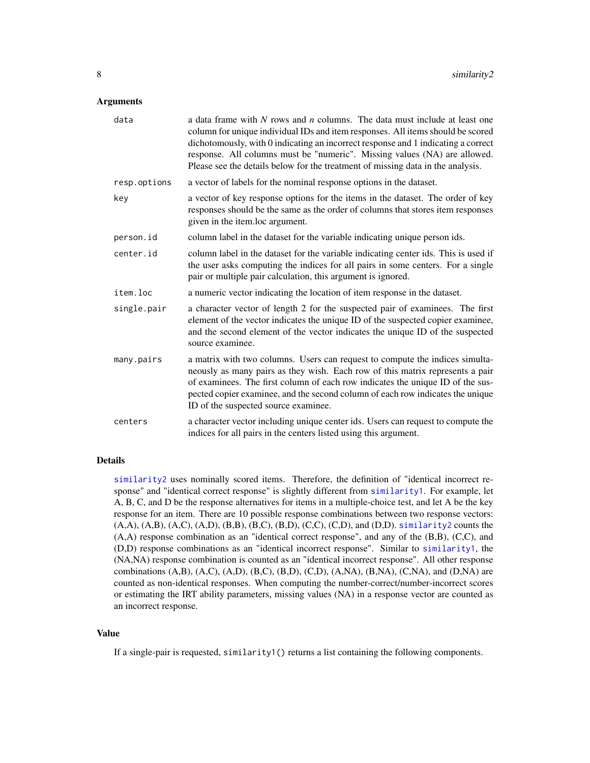### Arguments

| | |
|---|---|
| `data` | a data frame with $N$ rows and $n$ columns. The data must include at least one column for unique individual IDs and item responses. All items should be scored dichotomously, with 0 indicating an incorrect response and 1 indicating a correct response. All columns must be "numeric". Missing values (NA) are allowed. Please see the details below for the treatment of missing data in the analysis. |
| `resp.options` | a vector of labels for the nominal response options in the dataset. |
| `key` | a vector of key response options for the items in the dataset. The order of key responses should be the same as the order of columns that stores item responses given in the item.loc argument. |
| `person.id` | column label in the dataset for the variable indicating unique person ids. |
| `center.id` | column label in the dataset for the variable indicating center ids. This is used if the user asks computing the indices for all pairs in some centers. For a single pair or multiple pair calculation, this argument is ignored. |
| `item.loc` | a numeric vector indicating the location of item response in the dataset. |
| `single.pair` | a character vector of length 2 for the suspected pair of examinees. The first element of the vector indicates the unique ID of the suspected copier examinee, and the second element of the vector indicates the unique ID of the suspected source examinee. |
| `many.pairs` | a matrix with two columns. Users can request to compute the indices simultaneously as many pairs as they wish. Each row of this matrix represents a pair of examinees. The first column of each row indicates the unique ID of the suspected copier examinee, and the second column of each row indicates the unique ID of the suspected source examinee. |
| `centers` | a character vector including unique center ids. Users can request to compute the indices for all pairs in the centers listed using this argument. |

### Details

similarity2 uses nominally scored items. Therefore, the definition of "identical incorrect response" and "identical correct response" is slightly different from similarity1. For example, let A, B, C, and D be the response alternatives for items in a multiple-choice test, and let A be the key response for an item. There are 10 possible response combinations between two response vectors: (A,A), (A,B), (A,C), (A,D), (B,B), (B,C), (B,D), (C,C), (C,D), and (D,D). similarity2 counts the (A,A) response combination as an "identical correct response", and any of the (B,B), (C,C), and (D,D) response combinations as an "identical incorrect response". Similar to similarity1, the (NA,NA) response combination is counted as an "identical incorrect response". All other response combinations (A,B), (A,C), (A,D), (B,C), (B,D), (C,D), (A,NA), (B,NA), (C,NA), and (D,NA) are counted as non-identical responses. When computing the number-correct/number-incorrect scores or estimating the IRT ability parameters, missing values (NA) in a response vector are counted as an incorrect response.

### Value

If a single-pair is requested, `similarity1()` returns a list containing the following components.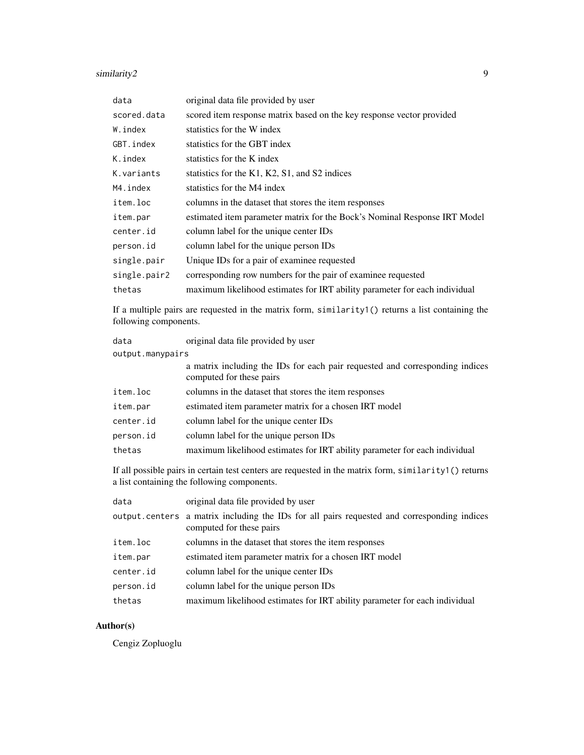| | |
|---|---|
| `data` | original data file provided by user |
| `scored.data` | scored item response matrix based on the key response vector provided |
| `W.index` | statistics for the W index |
| `GBT.index` | statistics for the GBT index |
| `K.index` | statistics for the K index |
| `K.variants` | statistics for the K1, K2, S1, and S2 indices |
| `M4.index` | statistics for the M4 index |
| `item.loc` | columns in the dataset that stores the item responses |
| `item.par` | estimated item parameter matrix for the Bock's Nominal Response IRT Model |
| `center.id` | column label for the unique center IDs |
| `person.id` | column label for the unique person IDs |
| `single.pair` | Unique IDs for a pair of examinee requested |
| `single.pair2` | corresponding row numbers for the pair of examinee requested |
| `thetas` | maximum likelihood estimates for IRT ability parameter for each individual |

If a multiple pairs are requested in the matrix form, `similarity1()` returns a list containing the following components.

| | |
|---|---|
| `data` | original data file provided by user |
| `output.manypairs` | a matrix including the IDs for each pair requested and corresponding indices computed for these pairs |
| `item.loc` | columns in the dataset that stores the item responses |
| `item.par` | estimated item parameter matrix for a chosen IRT model |
| `center.id` | column label for the unique center IDs |
| `person.id` | column label for the unique person IDs |
| `thetas` | maximum likelihood estimates for IRT ability parameter for each individual |

If all possible pairs in certain test centers are requested in the matrix form, `similarity1()` returns a list containing the following components.

| | |
|---|---|
| `data` | original data file provided by user |
| `output.centers` | a matrix including the IDs for all pairs requested and corresponding indices computed for these pairs |
| `item.loc` | columns in the dataset that stores the item responses |
| `item.par` | estimated item parameter matrix for a chosen IRT model |
| `center.id` | column label for the unique center IDs |
| `person.id` | column label for the unique person IDs |
| `thetas` | maximum likelihood estimates for IRT ability parameter for each individual |

## Author(s)

Cengiz Zopluoglu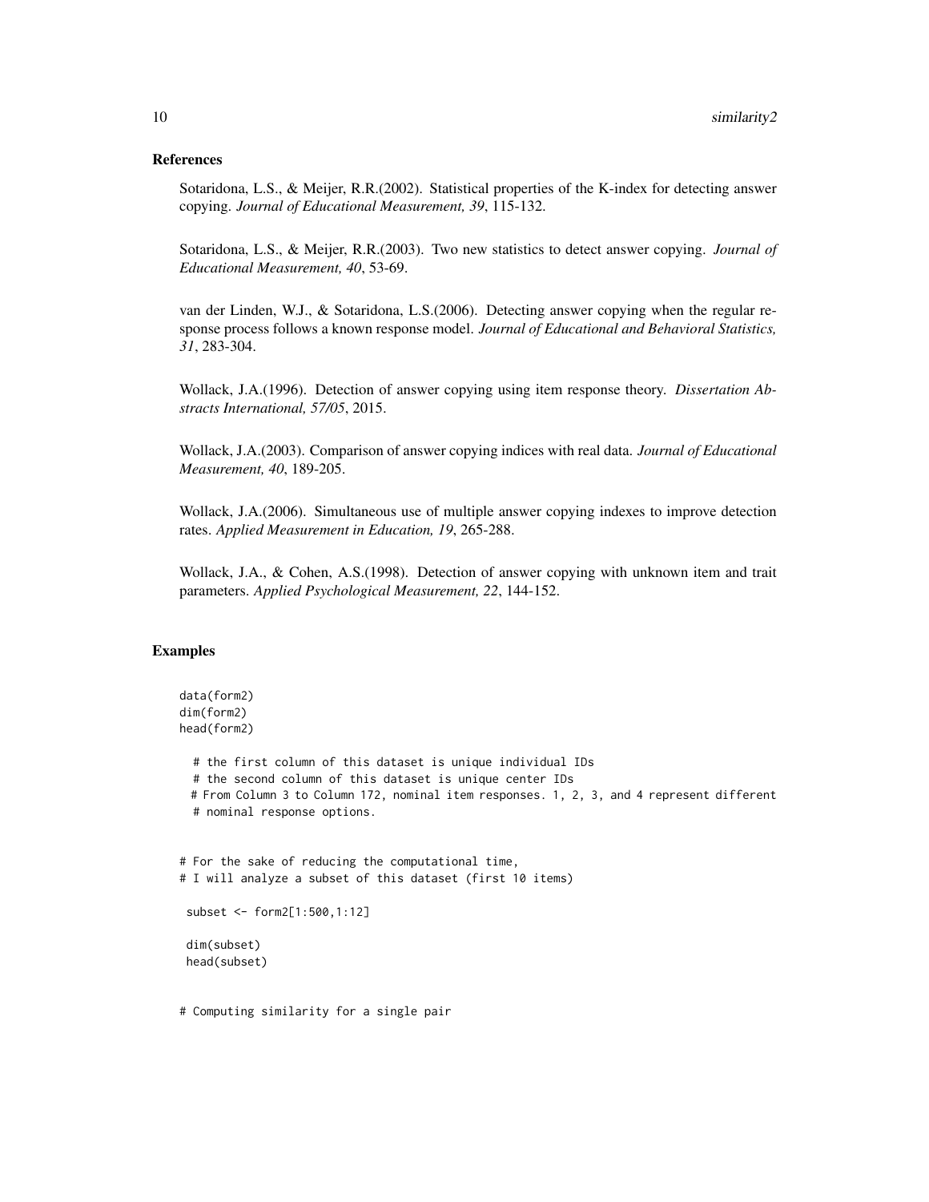## References

Sotaridona, L.S., & Meijer, R.R.(2002). Statistical properties of the K-index for detecting answer copying. *Journal of Educational Measurement, 39*, 115-132.

Sotaridona, L.S., & Meijer, R.R.(2003). Two new statistics to detect answer copying. *Journal of Educational Measurement, 40*, 53-69.

van der Linden, W.J., & Sotaridona, L.S.(2006). Detecting answer copying when the regular response process follows a known response model. *Journal of Educational and Behavioral Statistics, 31*, 283-304.

Wollack, J.A.(1996). Detection of answer copying using item response theory. *Dissertation Abstracts International, 57/05*, 2015.

Wollack, J.A.(2003). Comparison of answer copying indices with real data. *Journal of Educational Measurement, 40*, 189-205.

Wollack, J.A.(2006). Simultaneous use of multiple answer copying indexes to improve detection rates. *Applied Measurement in Education, 19*, 265-288.

Wollack, J.A., & Cohen, A.S.(1998). Detection of answer copying with unknown item and trait parameters. *Applied Psychological Measurement, 22*, 144-152.

## Examples

```
data(form2)
dim(form2)
head(form2)

  # the first column of this dataset is unique individual IDs
  # the second column of this dataset is unique center IDs
  # From Column 3 to Column 172, nominal item responses. 1, 2, 3, and 4 represent different
  # nominal response options.


# For the sake of reducing the computational time,
# I will analyze a subset of this dataset (first 10 items)

 subset <- form2[1:500,1:12]

 dim(subset)
 head(subset)


# Computing similarity for a single pair
```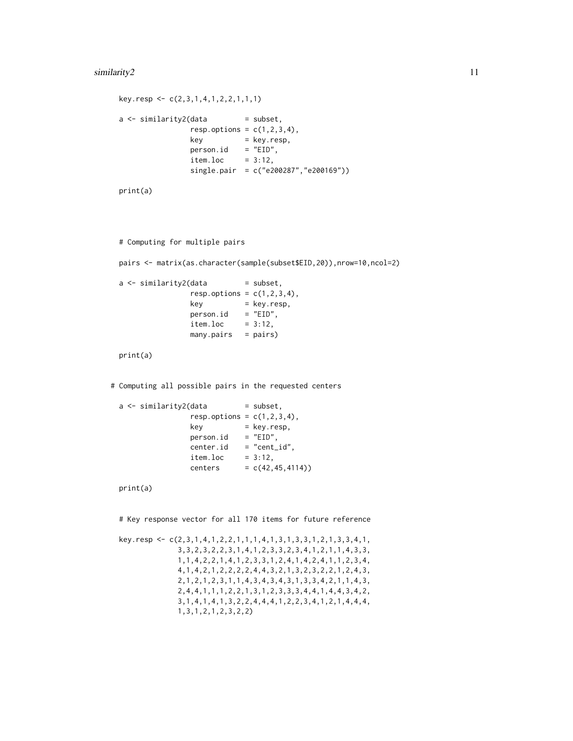```
key.resp <- c(2,3,1,4,1,2,2,1,1,1)

a <- similarity2(data         = subset,
                 resp.options = c(1,2,3,4),
                 key          = key.resp,
                 person.id    = "EID",
                 item.loc     = 3:12,
                 single.pair  = c("e200287","e200169"))

print(a)




# Computing for multiple pairs

pairs <- matrix(as.character(sample(subset$EID,20)),nrow=10,ncol=2)

a <- similarity2(data         = subset,
                 resp.options = c(1,2,3,4),
                 key          = key.resp,
                 person.id    = "EID",
                 item.loc     = 3:12,
                 many.pairs   = pairs)

print(a)


# Computing all possible pairs in the requested centers

a <- similarity2(data         = subset,
                 resp.options = c(1,2,3,4),
                 key          = key.resp,
                 person.id    = "EID",
                 center.id    = "cent_id",
                 item.loc     = 3:12,
                 centers      = c(42,45,4114))

print(a)


# Key response vector for all 170 items for future reference

key.resp <- c(2,3,1,4,1,2,2,1,1,1,4,1,3,1,3,3,1,2,1,3,3,4,1,
              3,3,2,3,2,2,3,1,4,1,2,3,3,2,3,4,1,2,1,1,4,3,3,
              1,1,4,2,2,1,4,1,2,3,3,1,2,4,1,4,2,4,1,1,2,3,4,
              4,1,4,2,1,2,2,2,2,4,4,3,2,1,3,2,3,2,2,1,2,4,3,
              2,1,2,1,2,3,1,1,4,3,4,3,4,3,1,3,3,4,2,1,1,4,3,
              2,4,4,1,1,1,2,2,1,3,1,2,3,3,3,4,4,1,4,4,3,4,2,
              3,1,4,1,4,1,3,2,2,4,4,4,1,2,2,3,4,1,2,1,4,4,4,
              1,3,1,2,1,2,3,2,2)
```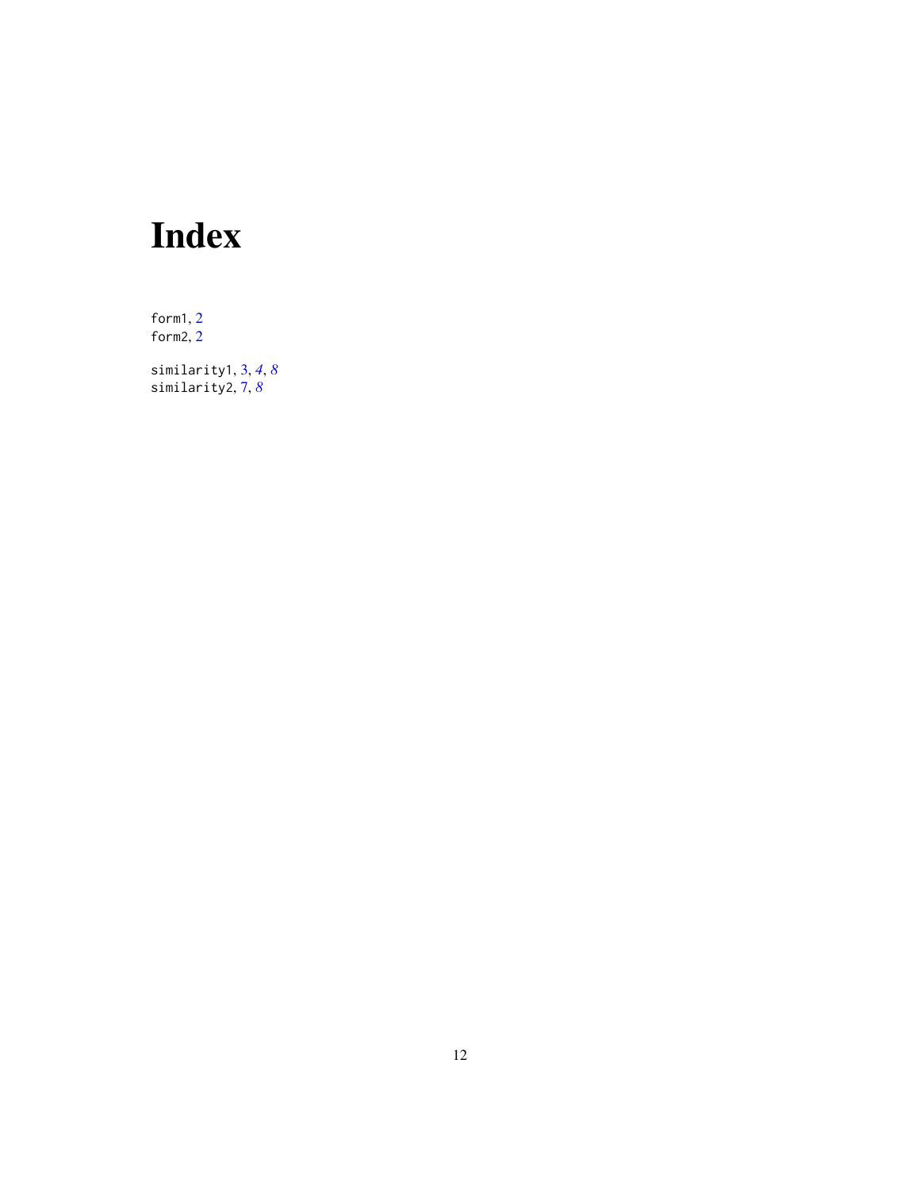# Index

form1, 2
form2, 2

similarity1, 3, *4*, *8*
similarity2, 7, *8*